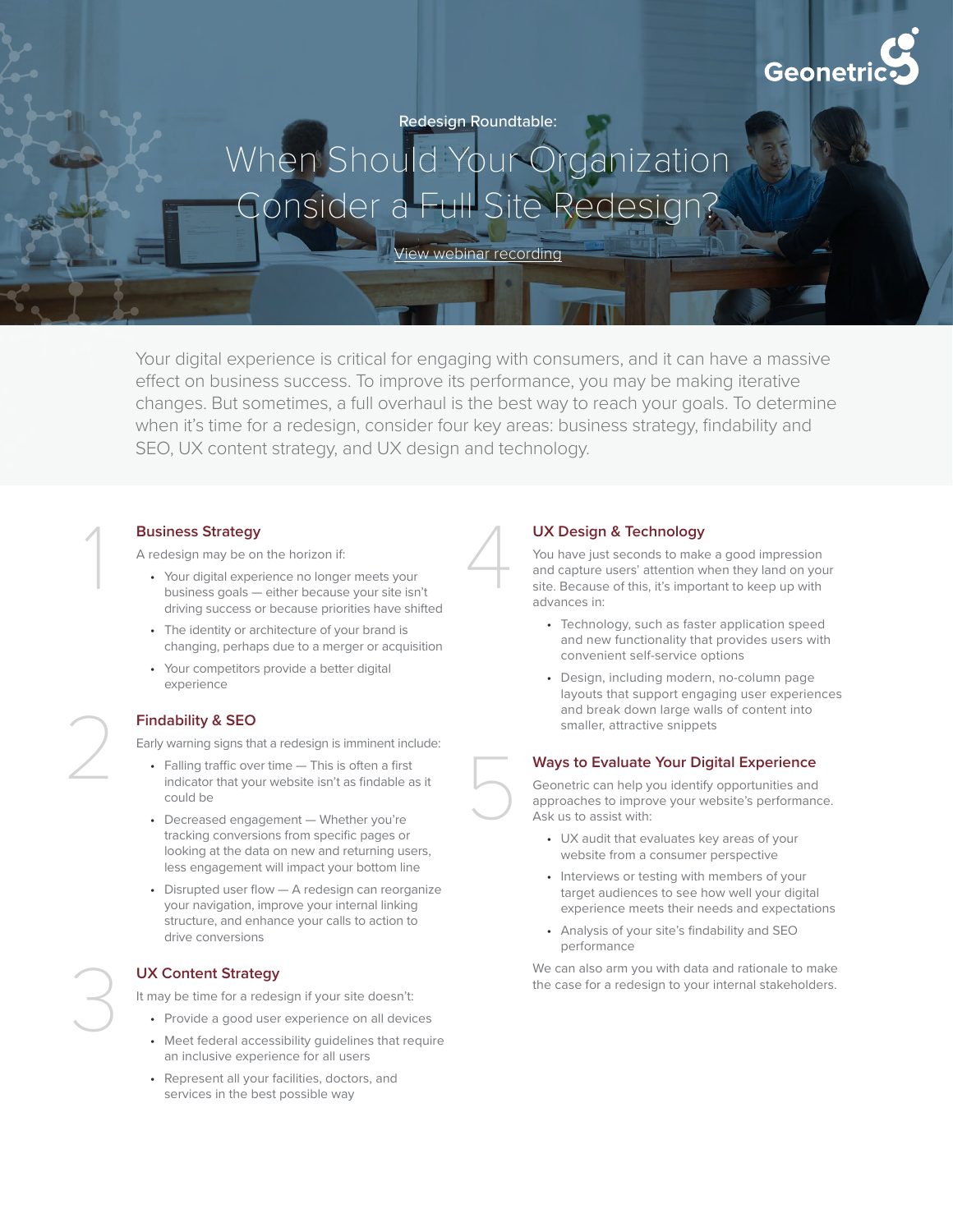Geonetric

Redesign Roundtable:

# When Should Your Organization Consider a Full Site Redesign?

View webinar recording

Your digital experience is critical for engaging with consumers, and it can have a massive effect on business success. To improve its performance, you may be making iterative changes. But sometimes, a full overhaul is the best way to reach your goals. To determine when it's time for a redesign, consider four key areas: business strategy, findability and SEO, UX content strategy, and UX design and technology.

## 1 Business Strategy

A redesign may be on the horizon if:

- Your digital experience no longer meets your business goals — either because your site isn't driving success or because priorities have shifted
- The identity or architecture of your brand is changing, perhaps due to a merger or acquisition
- Your competitors provide a better digital experience

## 2 Findability & SEO

Early warning signs that a redesign is imminent include:

- Falling traffic over time — This is often a first indicator that your website isn't as findable as it could be
- Decreased engagement — Whether you're tracking conversions from specific pages or looking at the data on new and returning users, less engagement will impact your bottom line
- Disrupted user flow — A redesign can reorganize your navigation, improve your internal linking structure, and enhance your calls to action to drive conversions

## 3 UX Content Strategy

It may be time for a redesign if your site doesn't:

- Provide a good user experience on all devices
- Meet federal accessibility guidelines that require an inclusive experience for all users
- Represent all your facilities, doctors, and services in the best possible way

## 4 UX Design & Technology

You have just seconds to make a good impression and capture users' attention when they land on your site. Because of this, it's important to keep up with advances in:

- Technology, such as faster application speed and new functionality that provides users with convenient self-service options
- Design, including modern, no-column page layouts that support engaging user experiences and break down large walls of content into smaller, attractive snippets

## 5 Ways to Evaluate Your Digital Experience

Geonetric can help you identify opportunities and approaches to improve your website's performance. Ask us to assist with:

- UX audit that evaluates key areas of your website from a consumer perspective
- Interviews or testing with members of your target audiences to see how well your digital experience meets their needs and expectations
- Analysis of your site's findability and SEO performance

We can also arm you with data and rationale to make the case for a redesign to your internal stakeholders.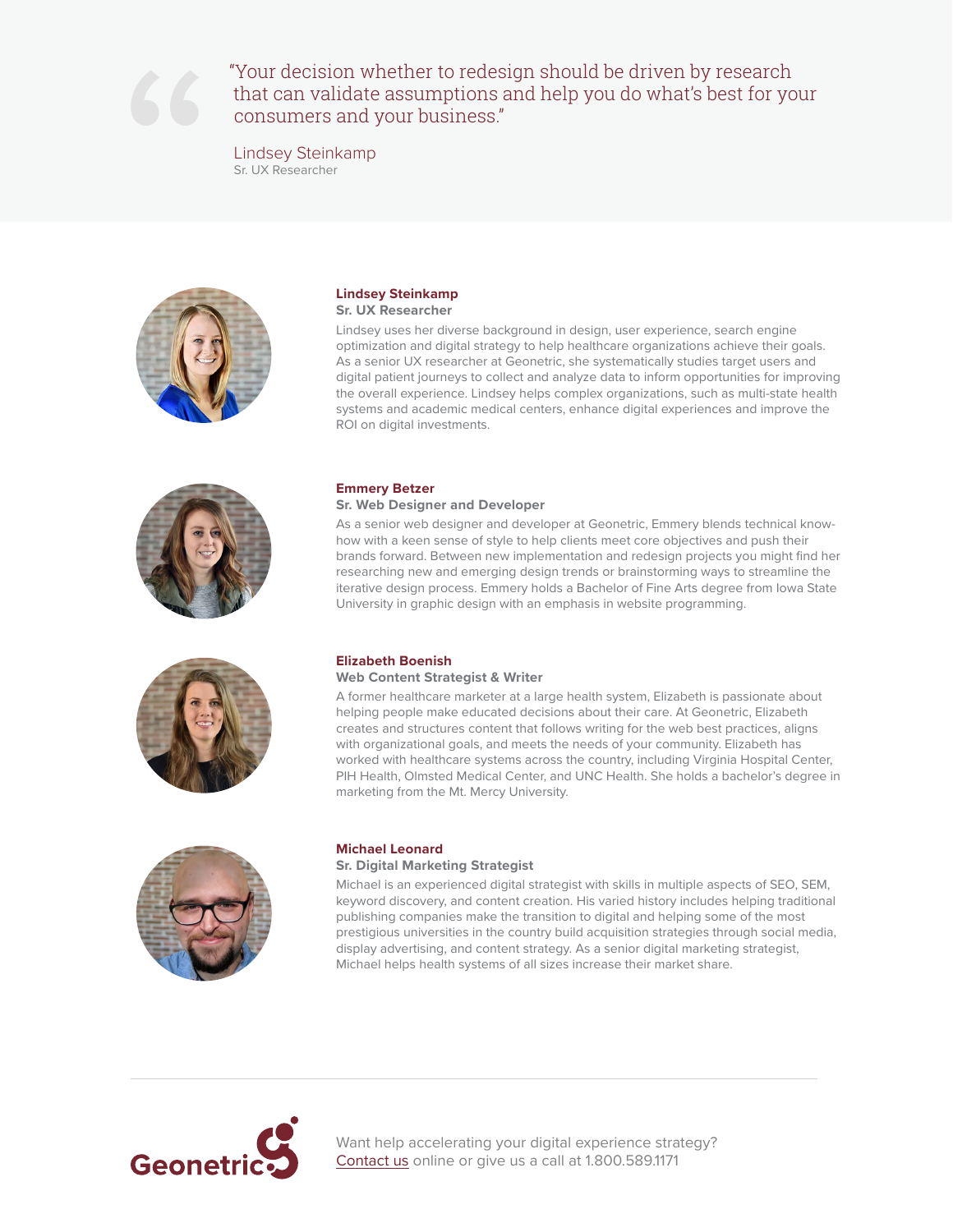> "Your decision whether to redesign should be driven by research that can validate assumptions and help you do what's best for your consumers and your business."
>
> Lindsey Steinkamp
> Sr. UX Researcher

**Lindsey Steinkamp**
**Sr. UX Researcher**

Lindsey uses her diverse background in design, user experience, search engine optimization and digital strategy to help healthcare organizations achieve their goals. As a senior UX researcher at Geonetric, she systematically studies target users and digital patient journeys to collect and analyze data to inform opportunities for improving the overall experience. Lindsey helps complex organizations, such as multi-state health systems and academic medical centers, enhance digital experiences and improve the ROI on digital investments.

**Emmery Betzer**
**Sr. Web Designer and Developer**

As a senior web designer and developer at Geonetric, Emmery blends technical know-how with a keen sense of style to help clients meet core objectives and push their brands forward. Between new implementation and redesign projects you might find her researching new and emerging design trends or brainstorming ways to streamline the iterative design process. Emmery holds a Bachelor of Fine Arts degree from Iowa State University in graphic design with an emphasis in website programming.

**Elizabeth Boenish**
**Web Content Strategist & Writer**

A former healthcare marketer at a large health system, Elizabeth is passionate about helping people make educated decisions about their care. At Geonetric, Elizabeth creates and structures content that follows writing for the web best practices, aligns with organizational goals, and meets the needs of your community. Elizabeth has worked with healthcare systems across the country, including Virginia Hospital Center, PIH Health, Olmsted Medical Center, and UNC Health. She holds a bachelor's degree in marketing from the Mt. Mercy University.

**Michael Leonard**
**Sr. Digital Marketing Strategist**

Michael is an experienced digital strategist with skills in multiple aspects of SEO, SEM, keyword discovery, and content creation. His varied history includes helping traditional publishing companies make the transition to digital and helping some of the most prestigious universities in the country build acquisition strategies through social media, display advertising, and content strategy. As a senior digital marketing strategist, Michael helps health systems of all sizes increase their market share.

---

Geonetric

Want help accelerating your digital experience strategy?
Contact us online or give us a call at 1.800.589.1171